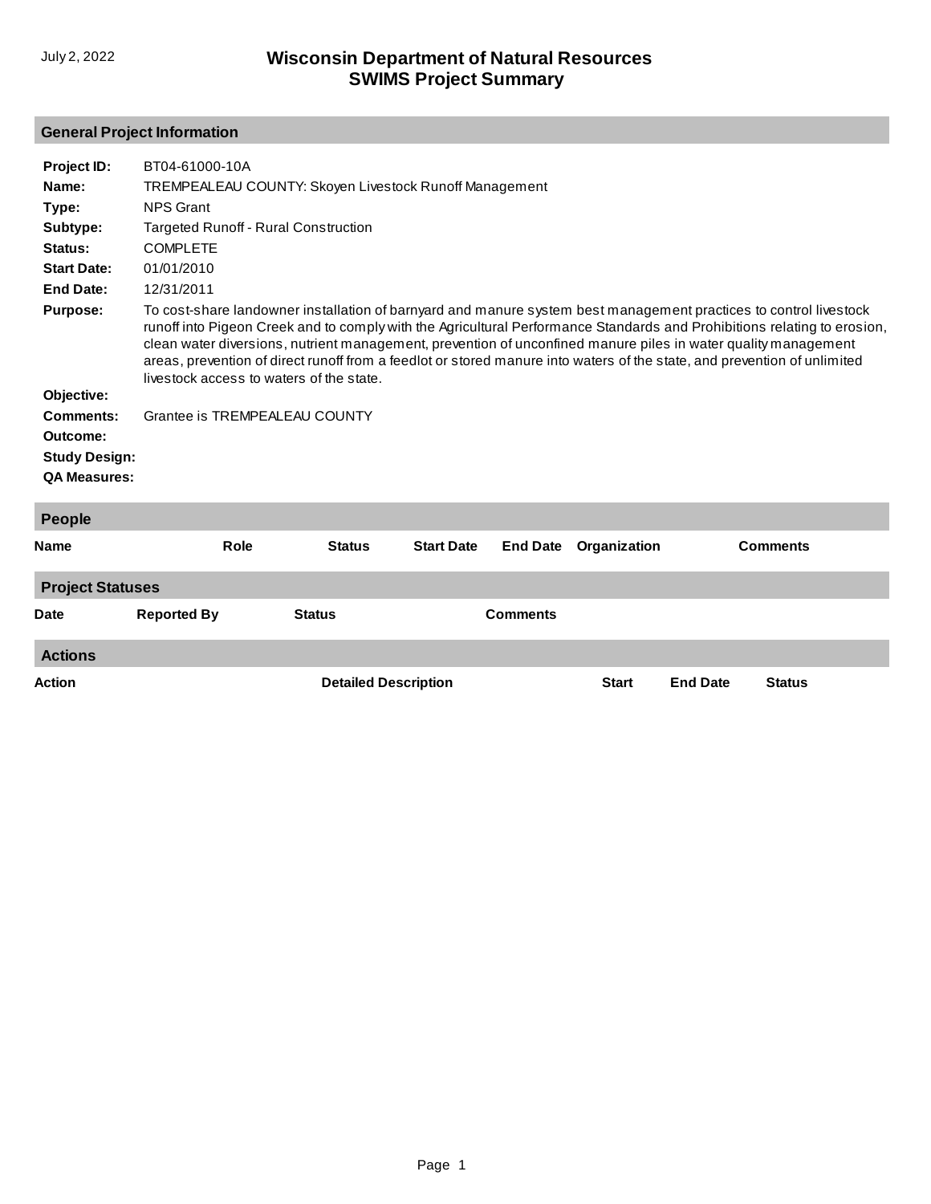July 2, 2022

# Wisconsin Department of Natural Resources
# SWIMS Project Summary

## General Project Information

**Project ID:** BT04-61000-10A

**Name:** TREMPEALEAU COUNTY: Skoyen Livestock Runoff Management

**Type:** NPS Grant

**Subtype:** Targeted Runoff - Rural Construction

**Status:** COMPLETE

**Start Date:** 01/01/2010

**End Date:** 12/31/2011

**Purpose:** To cost-share landowner installation of barnyard and manure system best management practices to control livestock runoff into Pigeon Creek and to comply with the Agricultural Performance Standards and Prohibitions relating to erosion, clean water diversions, nutrient management, prevention of unconfined manure piles in water quality management areas, prevention of direct runoff from a feedlot or stored manure into waters of the state, and prevention of unlimited livestock access to waters of the state.

**Objective:**

**Comments:** Grantee is TREMPEALEAU COUNTY

**Outcome:**

**Study Design:**

**QA Measures:**

## People

| Name | Role | Status | Start Date | End Date | Organization | Comments |
| --- | --- | --- | --- | --- | --- | --- |

## Project Statuses

| Date | Reported By | Status | Comments |
| --- | --- | --- | --- |

## Actions

| Action | Detailed Description | Start | End Date | Status |
| --- | --- | --- | --- | --- |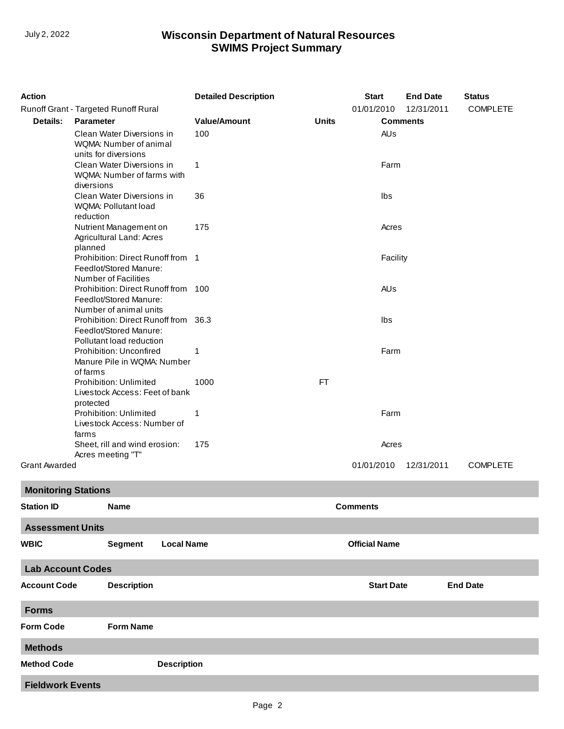| Action | | Detailed Description | | Start | End Date | Status |
|---|---|---|---|---|---|---|
| Runoff Grant - Targeted Runoff Rural | | | | 01/01/2010 | 12/31/2011 | COMPLETE |
| **Details:** | **Parameter** | **Value/Amount** | **Units** | **Comments** | | |
| | Clean Water Diversions in WQMA: Number of animal units for diversions | 100 | | AUs | | |
| | Clean Water Diversions in WQMA: Number of farms with diversions | 1 | | Farm | | |
| | Clean Water Diversions in WQMA: Pollutant load reduction | 36 | | lbs | | |
| | Nutrient Management on Agricultural Land: Acres planned | 175 | | Acres | | |
| | Prohibition: Direct Runoff from Feedlot/Stored Manure: Number of Facilities | 1 | | Facility | | |
| | Prohibition: Direct Runoff from Feedlot/Stored Manure: Number of animal units | 100 | | AUs | | |
| | Prohibition: Direct Runoff from Feedlot/Stored Manure: Pollutant load reduction | 36.3 | | lbs | | |
| | Prohibition: Unconfired Manure Pile in WQMA: Number of farms | 1 | | Farm | | |
| | Prohibition: Unlimited Livestock Access: Feet of bank protected | 1000 | FT | | | |
| | Prohibition: Unlimited Livestock Access: Number of farms | 1 | | Farm | | |
| | Sheet, rill and wind erosion: Acres meeting "T" | 175 | | Acres | | |
| Grant Awarded | | | | 01/01/2010 | 12/31/2011 | COMPLETE |

## Monitoring Stations

| Station ID | Name | Comments |
|---|---|---|

## Assessment Units

| WBIC | Segment | Local Name | Official Name |
|---|---|---|---|

## Lab Account Codes

| Account Code | Description | Start Date | End Date |
|---|---|---|---|

## Forms

| Form Code | Form Name |
|---|---|

## Methods

| Method Code | Description |
|---|---|

## Fieldwork Events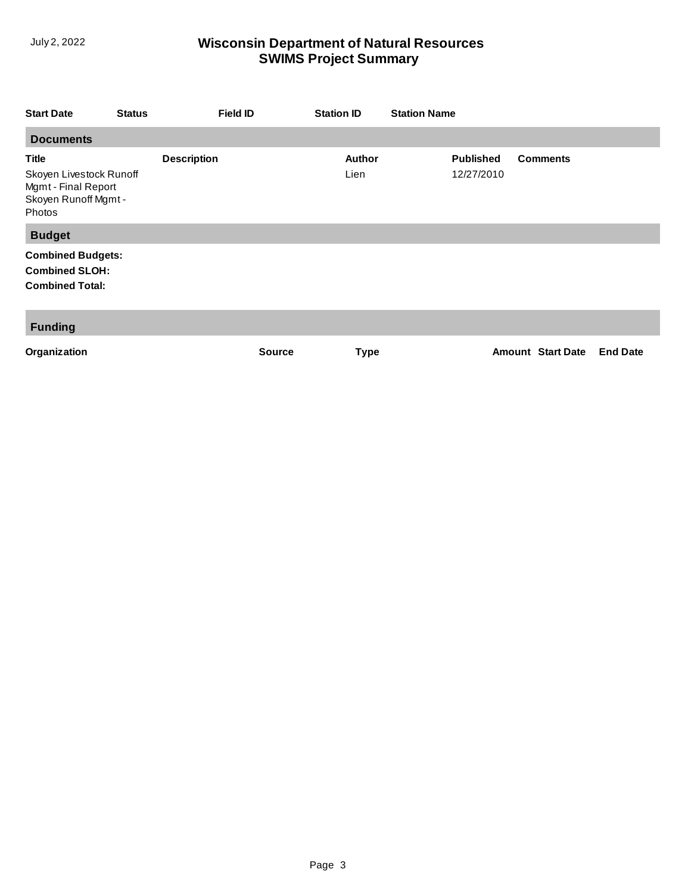| Start Date | Status | Field ID | Station ID | Station Name |
|---|---|---|---|---|

## Documents

| Title | Description | Author | Published | Comments |
|---|---|---|---|---|
| Skoyen Livestock Runoff Mgmt - Final Report | | Lien | 12/27/2010 | |
| Skoyen Runoff Mgmt - Photos | | | | |

## Budget

**Combined Budgets:**

**Combined SLOH:**

**Combined Total:**

## Funding

| Organization | Source | Type | Amount | Start Date | End Date |
|---|---|---|---|---|---|